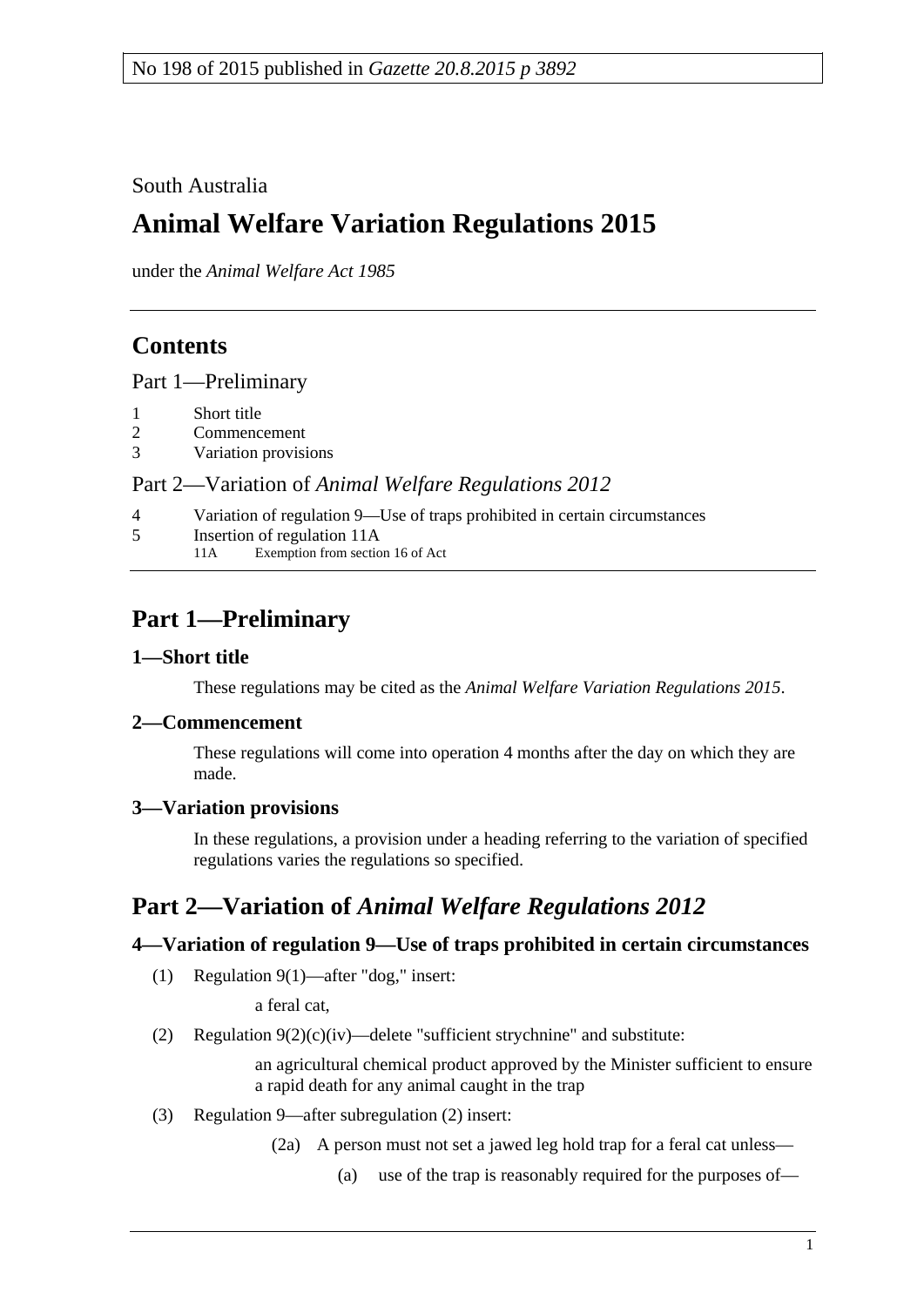No 198 of 2015 published in *Gazette 20.8.2015 p 3892*

South Australia

# Animal Welfare Variation Regulations 2015

under the *Animal Welfare Act 1985*

## Contents

Part 1—Preliminary

1 Short title
2 Commencement
3 Variation provisions

Part 2—Variation of *Animal Welfare Regulations 2012*

4 Variation of regulation 9—Use of traps prohibited in certain circumstances
5 Insertion of regulation 11A
 11A Exemption from section 16 of Act

## Part 1—Preliminary

### 1—Short title

These regulations may be cited as the *Animal Welfare Variation Regulations 2015*.

### 2—Commencement

These regulations will come into operation 4 months after the day on which they are made.

### 3—Variation provisions

In these regulations, a provision under a heading referring to the variation of specified regulations varies the regulations so specified.

## Part 2—Variation of *Animal Welfare Regulations 2012*

### 4—Variation of regulation 9—Use of traps prohibited in certain circumstances

(1) Regulation 9(1)—after "dog," insert:

a feral cat,

(2) Regulation 9(2)(c)(iv)—delete "sufficient strychnine" and substitute:

an agricultural chemical product approved by the Minister sufficient to ensure a rapid death for any animal caught in the trap

(3) Regulation 9—after subregulation (2) insert:

(2a) A person must not set a jawed leg hold trap for a feral cat unless—

(a) use of the trap is reasonably required for the purposes of—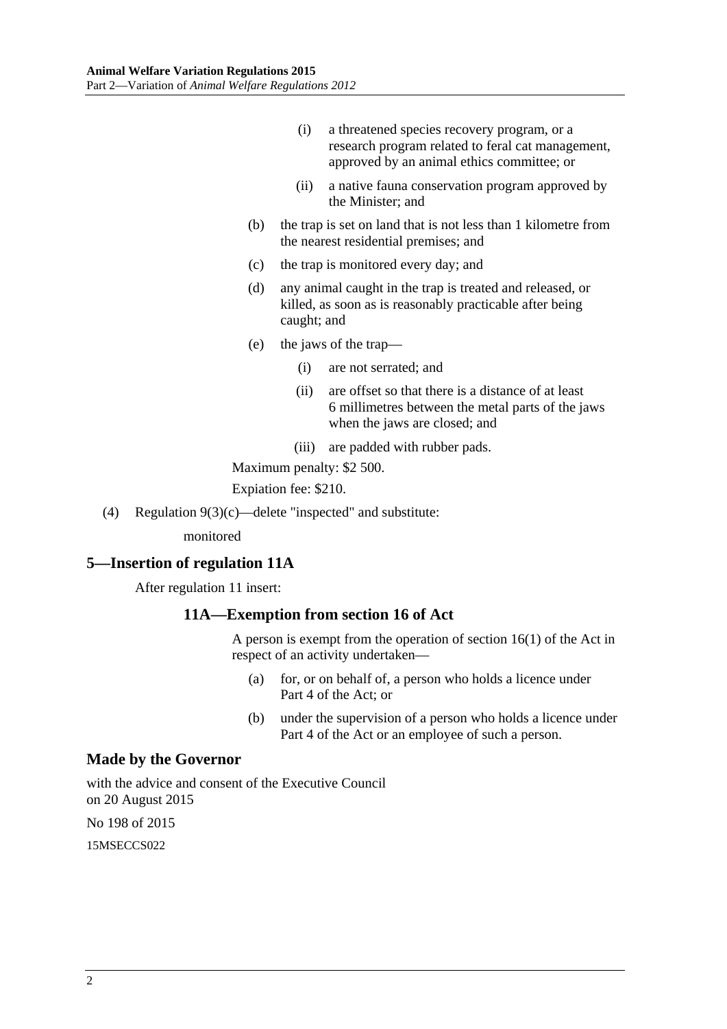(i) a threatened species recovery program, or a research program related to feral cat management, approved by an animal ethics committee; or

(ii) a native fauna conservation program approved by the Minister; and

(b) the trap is set on land that is not less than 1 kilometre from the nearest residential premises; and

(c) the trap is monitored every day; and

(d) any animal caught in the trap is treated and released, or killed, as soon as is reasonably practicable after being caught; and

(e) the jaws of the trap—

(i) are not serrated; and

(ii) are offset so that there is a distance of at least 6 millimetres between the metal parts of the jaws when the jaws are closed; and

(iii) are padded with rubber pads.

Maximum penalty: $2 500.

Expiation fee: $210.

(4) Regulation 9(3)(c)—delete "inspected" and substitute:

monitored

## 5—Insertion of regulation 11A

After regulation 11 insert:

### 11A—Exemption from section 16 of Act

A person is exempt from the operation of section 16(1) of the Act in respect of an activity undertaken—

(a) for, or on behalf of, a person who holds a licence under Part 4 of the Act; or

(b) under the supervision of a person who holds a licence under Part 4 of the Act or an employee of such a person.

## Made by the Governor

with the advice and consent of the Executive Council on 20 August 2015

No 198 of 2015

15MSECCS022